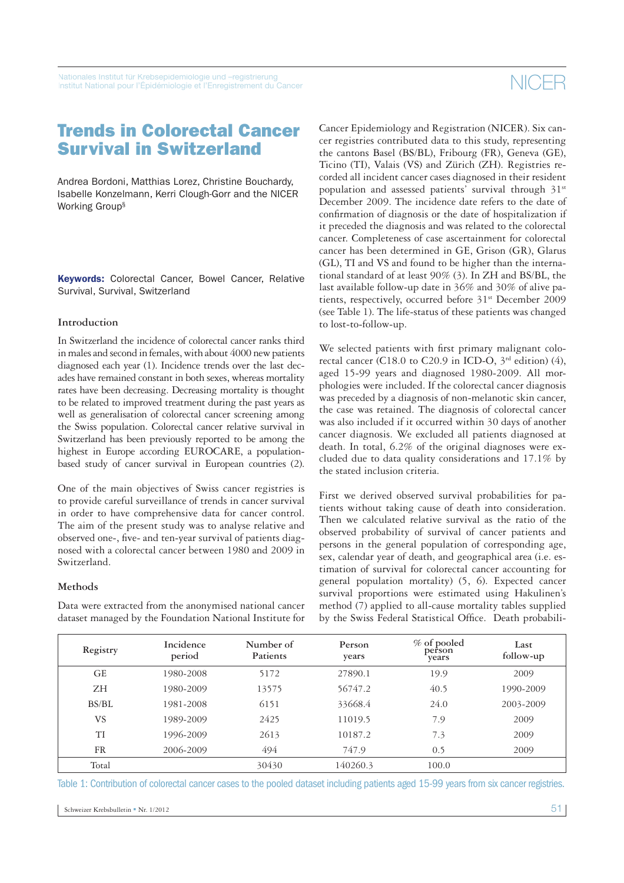# Trends in Colorectal Cancer Survival in Switzerland

Andrea Bordoni, Matthias Lorez, Christine Bouchardy, Isabelle Konzelmann, Kerri Clough-Gorr and the NICER Working Group[§]

**Keywords:** Colorectal Cancer, Bowel Cancer, Relative Survival, Survival, Switzerland

## Introduction

In Switzerland the incidence of colorectal cancer ranks third in males and second in females, with about 4000 new patients diagnosed each year (1). Incidence trends over the last decades have remained constant in both sexes, whereas mortality rates have been decreasing. Decreasing mortality is thought to be related to improved treatment during the past years as well as generalisation of colorectal cancer screening among the Swiss population. Colorectal cancer relative survival in Switzerland has been previously reported to be among the highest in Europe according EUROCARE, a population-based study of cancer survival in European countries (2).

One of the main objectives of Swiss cancer registries is to provide careful surveillance of trends in cancer survival in order to have comprehensive data for cancer control. The aim of the present study was to analyse relative and observed one-, five- and ten-year survival of patients diagnosed with a colorectal cancer between 1980 and 2009 in Switzerland.

## Methods

Data were extracted from the anonymised national cancer dataset managed by the Foundation National Institute for Cancer Epidemiology and Registration (NICER). Six cancer registries contributed data to this study, representing the cantons Basel (BS/BL), Fribourg (FR), Geneva (GE), Ticino (TI), Valais (VS) and Zürich (ZH). Registries recorded all incident cancer cases diagnosed in their resident population and assessed patients' survival through 31[st] December 2009. The incidence date refers to the date of confirmation of diagnosis or the date of hospitalization if it preceded the diagnosis and was related to the colorectal cancer. Completeness of case ascertainment for colorectal cancer has been determined in GE, Grison (GR), Glarus (GL), TI and VS and found to be higher than the international standard of at least 90% (3). In ZH and BS/BL, the last available follow-up date in 36% and 30% of alive patients, respectively, occurred before 31[st] December 2009 (see Table 1). The life-status of these patients was changed to lost-to-follow-up.

We selected patients with first primary malignant colorectal cancer (C18.0 to C20.9 in ICD-O, 3[rd] edition) (4), aged 15-99 years and diagnosed 1980-2009. All morphologies were included. If the colorectal cancer diagnosis was preceded by a diagnosis of non-melanotic skin cancer, the case was retained. The diagnosis of colorectal cancer was also included if it occurred within 30 days of another cancer diagnosis. We excluded all patients diagnosed at death. In total, 6.2% of the original diagnoses were excluded due to data quality considerations and 17.1% by the stated inclusion criteria.

First we derived observed survival probabilities for patients without taking cause of death into consideration. Then we calculated relative survival as the ratio of the observed probability of survival of cancer patients and persons in the general population of corresponding age, sex, calendar year of death, and geographical area (i.e. estimation of survival for colorectal cancer accounting for general population mortality) (5, 6). Expected cancer survival proportions were estimated using Hakulinen's method (7) applied to all-cause mortality tables supplied by the Swiss Federal Statistical Office. Death probabili-

| Registry | Incidence period | Number of Patients | Person years | % of pooled person years | Last follow-up |
|---|---|---|---|---|---|
| GE | 1980-2008 | 5172 | 27890.1 | 19.9 | 2009 |
| ZH | 1980-2009 | 13575 | 56747.2 | 40.5 | 1990-2009 |
| BS/BL | 1981-2008 | 6151 | 33668.4 | 24.0 | 2003-2009 |
| VS | 1989-2009 | 2425 | 11019.5 | 7.9 | 2009 |
| TI | 1996-2009 | 2613 | 10187.2 | 7.3 | 2009 |
| FR | 2006-2009 | 494 | 747.9 | 0.5 | 2009 |
| Total | | 30430 | 140260.3 | 100.0 | |

Table 1: Contribution of colorectal cancer cases to the pooled dataset including patients aged 15-99 years from six cancer registries.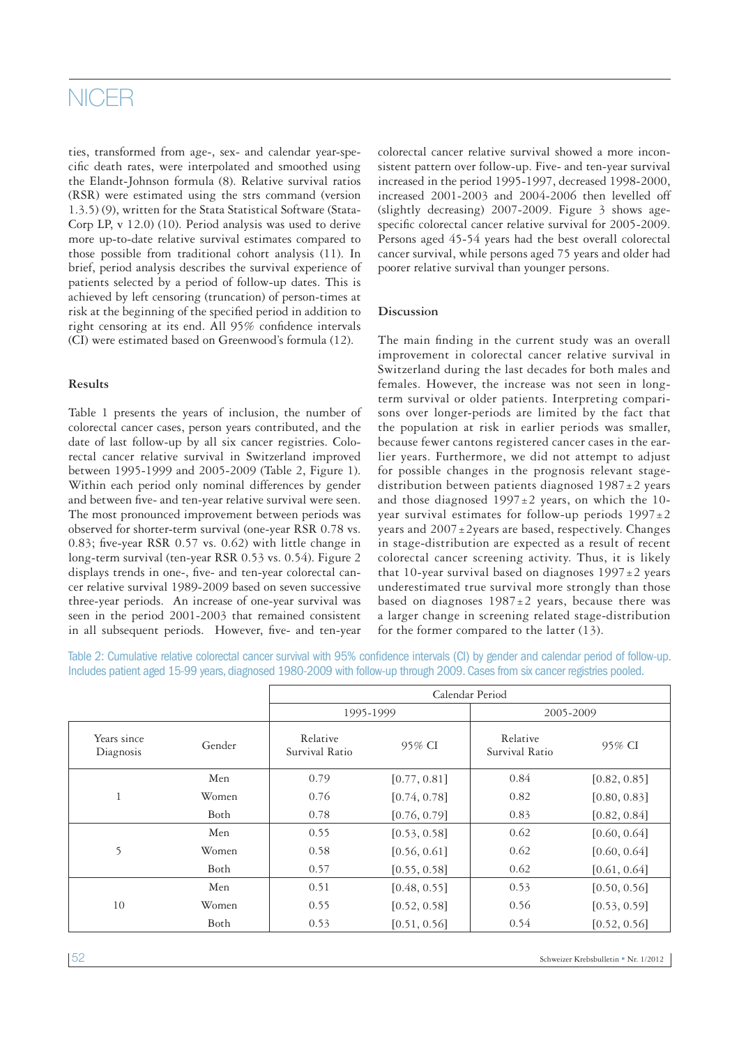ties, transformed from age-, sex- and calendar year-specific death rates, were interpolated and smoothed using the Elandt-Johnson formula (8). Relative survival ratios (RSR) were estimated using the strs command (version 1.3.5) (9), written for the Stata Statistical Software (StataCorp LP, v 12.0) (10). Period analysis was used to derive more up-to-date relative survival estimates compared to those possible from traditional cohort analysis (11). In brief, period analysis describes the survival experience of patients selected by a period of follow-up dates. This is achieved by left censoring (truncation) of person-times at risk at the beginning of the specified period in addition to right censoring at its end. All 95% confidence intervals (CI) were estimated based on Greenwood's formula (12).

## Results

Table 1 presents the years of inclusion, the number of colorectal cancer cases, person years contributed, and the date of last follow-up by all six cancer registries. Colorectal cancer relative survival in Switzerland improved between 1995-1999 and 2005-2009 (Table 2, Figure 1). Within each period only nominal differences by gender and between five- and ten-year relative survival were seen. The most pronounced improvement between periods was observed for shorter-term survival (one-year RSR 0.78 vs. 0.83; five-year RSR 0.57 vs. 0.62) with little change in long-term survival (ten-year RSR 0.53 vs. 0.54). Figure 2 displays trends in one-, five- and ten-year colorectal cancer relative survival 1989-2009 based on seven successive three-year periods. An increase of one-year survival was seen in the period 2001-2003 that remained consistent in all subsequent periods. However, five- and ten-year colorectal cancer relative survival showed a more inconsistent pattern over follow-up. Five- and ten-year survival increased in the period 1995-1997, decreased 1998-2000, increased 2001-2003 and 2004-2006 then levelled off (slightly decreasing) 2007-2009. Figure 3 shows age-specific colorectal cancer relative survival for 2005-2009. Persons aged 45-54 years had the best overall colorectal cancer survival, while persons aged 75 years and older had poorer relative survival than younger persons.

## Discussion

The main finding in the current study was an overall improvement in colorectal cancer relative survival in Switzerland during the last decades for both males and females. However, the increase was not seen in long-term survival or older patients. Interpreting comparisons over longer-periods are limited by the fact that the population at risk in earlier periods was smaller, because fewer cantons registered cancer cases in the earlier years. Furthermore, we did not attempt to adjust for possible changes in the prognosis relevant stage-distribution between patients diagnosed 1987±2 years and those diagnosed 1997±2 years, on which the 10-year survival estimates for follow-up periods 1997±2 years and 2007±2years are based, respectively. Changes in stage-distribution are expected as a result of recent colorectal cancer screening activity. Thus, it is likely that 10-year survival based on diagnoses 1997±2 years underestimated true survival more strongly than those based on diagnoses 1987±2 years, because there was a larger change in screening related stage-distribution for the former compared to the latter (13).

Table 2: Cumulative relative colorectal cancer survival with 95% confidence intervals (CI) by gender and calendar period of follow-up. Includes patient aged 15-99 years, diagnosed 1980-2009 with follow-up through 2009. Cases from six cancer registries pooled.

| | | Calendar Period | | | |
|---|---|---|---|---|---|
| | | 1995-1999 | | 2005-2009 | |
| Years since Diagnosis | Gender | Relative Survival Ratio | 95% CI | Relative Survival Ratio | 95% CI |
| 1 | Men | 0.79 | [0.77, 0.81] | 0.84 | [0.82, 0.85] |
| | Women | 0.76 | [0.74, 0.78] | 0.82 | [0.80, 0.83] |
| | Both | 0.78 | [0.76, 0.79] | 0.83 | [0.82, 0.84] |
| 5 | Men | 0.55 | [0.53, 0.58] | 0.62 | [0.60, 0.64] |
| | Women | 0.58 | [0.56, 0.61] | 0.62 | [0.60, 0.64] |
| | Both | 0.57 | [0.55, 0.58] | 0.62 | [0.61, 0.64] |
| 10 | Men | 0.51 | [0.48, 0.55] | 0.53 | [0.50, 0.56] |
| | Women | 0.55 | [0.52, 0.58] | 0.56 | [0.53, 0.59] |
| | Both | 0.53 | [0.51, 0.56] | 0.54 | [0.52, 0.56] |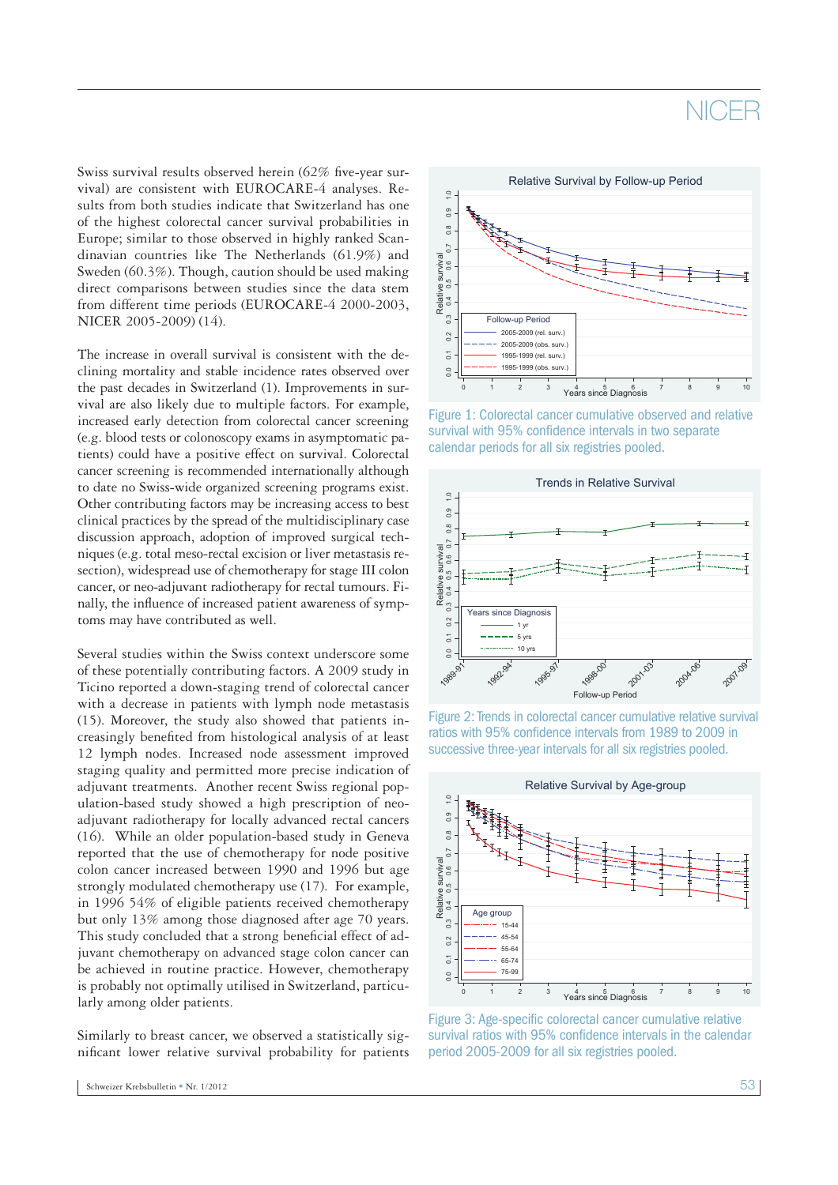Swiss survival results observed herein (62% five-year survival) are consistent with EUROCARE-4 analyses. Results from both studies indicate that Switzerland has one of the highest colorectal cancer survival probabilities in Europe; similar to those observed in highly ranked Scandinavian countries like The Netherlands (61.9%) and Sweden (60.3%). Though, caution should be used making direct comparisons between studies since the data stem from different time periods (EUROCARE-4 2000-2003, NICER 2005-2009) (14).

The increase in overall survival is consistent with the declining mortality and stable incidence rates observed over the past decades in Switzerland (1). Improvements in survival are also likely due to multiple factors. For example, increased early detection from colorectal cancer screening (e.g. blood tests or colonoscopy exams in asymptomatic patients) could have a positive effect on survival. Colorectal cancer screening is recommended internationally although to date no Swiss-wide organized screening programs exist. Other contributing factors may be increasing access to best clinical practices by the spread of the multidisciplinary case discussion approach, adoption of improved surgical techniques (e.g. total meso-rectal excision or liver metastasis resection), widespread use of chemotherapy for stage III colon cancer, or neo-adjuvant radiotherapy for rectal tumours. Finally, the influence of increased patient awareness of symptoms may have contributed as well.

Several studies within the Swiss context underscore some of these potentially contributing factors. A 2009 study in Ticino reported a down-staging trend of colorectal cancer with a decrease in patients with lymph node metastasis (15). Moreover, the study also showed that patients increasingly benefited from histological analysis of at least 12 lymph nodes. Increased node assessment improved staging quality and permitted more precise indication of adjuvant treatments. Another recent Swiss regional population-based study showed a high prescription of neo-adjuvant radiotherapy for locally advanced rectal cancers (16). While an older population-based study in Geneva reported that the use of chemotherapy for node positive colon cancer increased between 1990 and 1996 but age strongly modulated chemotherapy use (17). For example, in 1996 54% of eligible patients received chemotherapy but only 13% among those diagnosed after age 70 years. This study concluded that a strong beneficial effect of adjuvant chemotherapy on advanced stage colon cancer can be achieved in routine practice. However, chemotherapy is probably not optimally utilised in Switzerland, particularly among older patients.

Similarly to breast cancer, we observed a statistically significant lower relative survival probability for patients

Figure 1: Colorectal cancer cumulative observed and relative survival with 95% confidence intervals in two separate calendar periods for all six registries pooled.

Figure 2: Trends in colorectal cancer cumulative relative survival ratios with 95% confidence intervals from 1989 to 2009 in successive three-year intervals for all six registries pooled.

Figure 3: Age-specific colorectal cancer cumulative relative survival ratios with 95% confidence intervals in the calendar period 2005-2009 for all six registries pooled.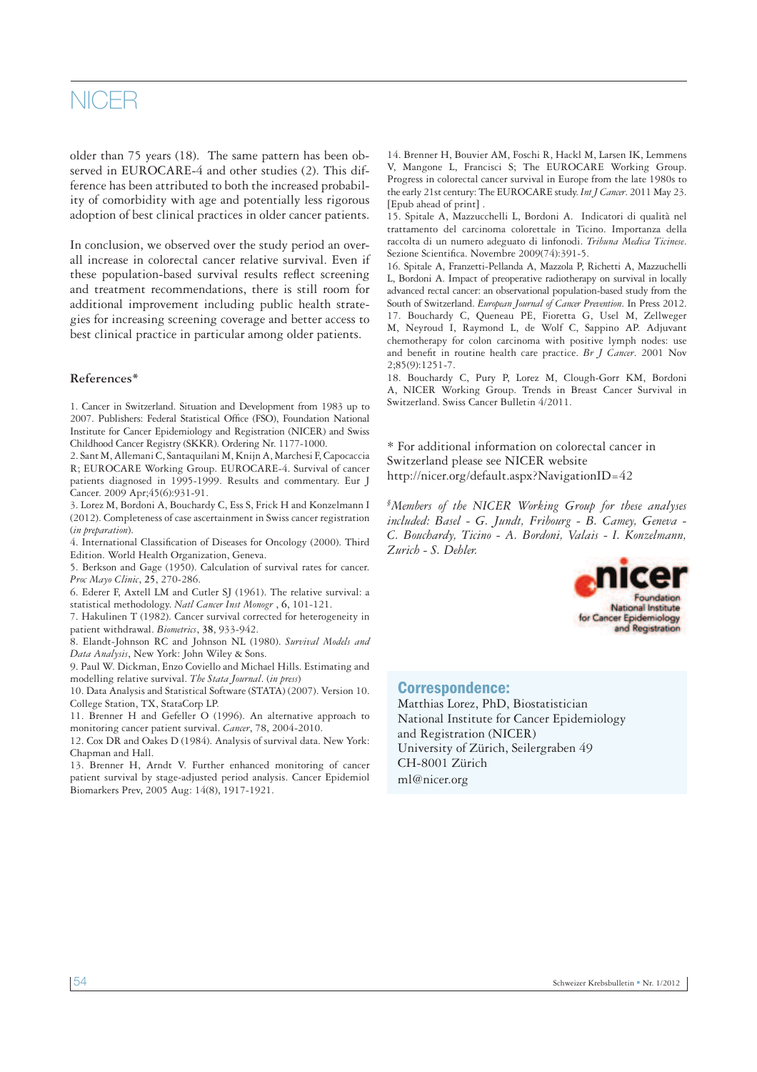older than 75 years (18). The same pattern has been observed in EUROCARE-4 and other studies (2). This difference has been attributed to both the increased probability of comorbidity with age and potentially less rigorous adoption of best clinical practices in older cancer patients.

In conclusion, we observed over the study period an overall increase in colorectal cancer relative survival. Even if these population-based survival results reflect screening and treatment recommendations, there is still room for additional improvement including public health strategies for increasing screening coverage and better access to best clinical practice in particular among older patients.

### References*

1. Cancer in Switzerland. Situation and Development from 1983 up to 2007. Publishers: Federal Statistical Office (FSO), Foundation National Institute for Cancer Epidemiology and Registration (NICER) and Swiss Childhood Cancer Registry (SKKR). Ordering Nr. 1177-1000.
2. Sant M, Allemani C, Santaquilani M, Knijn A, Marchesi F, Capocaccia R; EUROCARE Working Group. EUROCARE-4. Survival of cancer patients diagnosed in 1995-1999. Results and commentary. Eur J Cancer. 2009 Apr;45(6):931-91.
3. Lorez M, Bordoni A, Bouchardy C, Ess S, Frick H and Konzelmann I (2012). Completeness of case ascertainment in Swiss cancer registration (*in preparation*).
4. International Classification of Diseases for Oncology (2000). Third Edition. World Health Organization, Geneva.
5. Berkson and Gage (1950). Calculation of survival rates for cancer. *Proc Mayo Clinic*, **25**, 270-286.
6. Ederer F, Axtell LM and Cutler SJ (1961). The relative survival: a statistical methodology. *Natl Cancer Inst Monogr*, **6**, 101-121.
7. Hakulinen T (1982). Cancer survival corrected for heterogeneity in patient withdrawal. *Biometrics*, **38**, 933-942.
8. Elandt-Johnson RC and Johnson NL (1980). *Survival Models and Data Analysis*, New York: John Wiley & Sons.
9. Paul W. Dickman, Enzo Coviello and Michael Hills. Estimating and modelling relative survival. *The Stata Journal*. (*in press*)
10. Data Analysis and Statistical Software (STATA) (2007). Version 10. College Station, TX, StataCorp LP.
11. Brenner H and Gefeller O (1996). An alternative approach to monitoring cancer patient survival. *Cancer*, 78, 2004-2010.
12. Cox DR and Oakes D (1984). Analysis of survival data. New York: Chapman and Hall.
13. Brenner H, Arndt V. Further enhanced monitoring of cancer patient survival by stage-adjusted period analysis. Cancer Epidemiol Biomarkers Prev, 2005 Aug: 14(8), 1917-1921.
14. Brenner H, Bouvier AM, Foschi R, Hackl M, Larsen IK, Lemmens V, Mangone L, Francisci S; The EUROCARE Working Group. Progress in colorectal cancer survival in Europe from the late 1980s to the early 21st century: The EUROCARE study. *Int J Cancer*. 2011 May 23. [Epub ahead of print] .
15. Spitale A, Mazzucchelli L, Bordoni A. Indicatori di qualità nel trattamento del carcinoma colorettale in Ticino. Importanza della raccolta di un numero adeguato di linfonodi. *Tribuna Medica Ticinese*. Sezione Scientifica. Novembre 2009(74):391-5.
16. Spitale A, Franzetti-Pellanda A, Mazzola P, Richetti A, Mazzuchelli L, Bordoni A. Impact of preoperative radiotherapy on survival in locally advanced rectal cancer: an observational population-based study from the South of Switzerland. *European Journal of Cancer Prevention*. In Press 2012.
17. Bouchardy C, Queneau PE, Fioretta G, Usel M, Zellweger M, Neyroud I, Raymond L, de Wolf C, Sappino AP. Adjuvant chemotherapy for colon carcinoma with positive lymph nodes: use and benefit in routine health care practice. *Br J Cancer*. 2001 Nov 2;85(9):1251-7.
18. Bouchardy C, Pury P, Lorez M, Clough-Gorr KM, Bordoni A, NICER Working Group. Trends in Breast Cancer Survival in Switzerland. Swiss Cancer Bulletin 4/2011.

* For additional information on colorectal cancer in Switzerland please see NICER website http://nicer.org/default.aspx?NavigationID=42

[§] *Members of the NICER Working Group for these analyses included: Basel - G. Jundt, Fribourg - B. Camey, Geneva - C. Bouchardy, Ticino - A. Bordoni, Valais - I. Konzelmann, Zurich - S. Dehler.*

nicer
Foundation
National Institute
for Cancer Epidemiology
and Registration

**Correspondence:**
Matthias Lorez, PhD, Biostatistician
National Institute for Cancer Epidemiology and Registration (NICER)
University of Zürich, Seilergraben 49
CH-8001 Zürich
ml@nicer.org